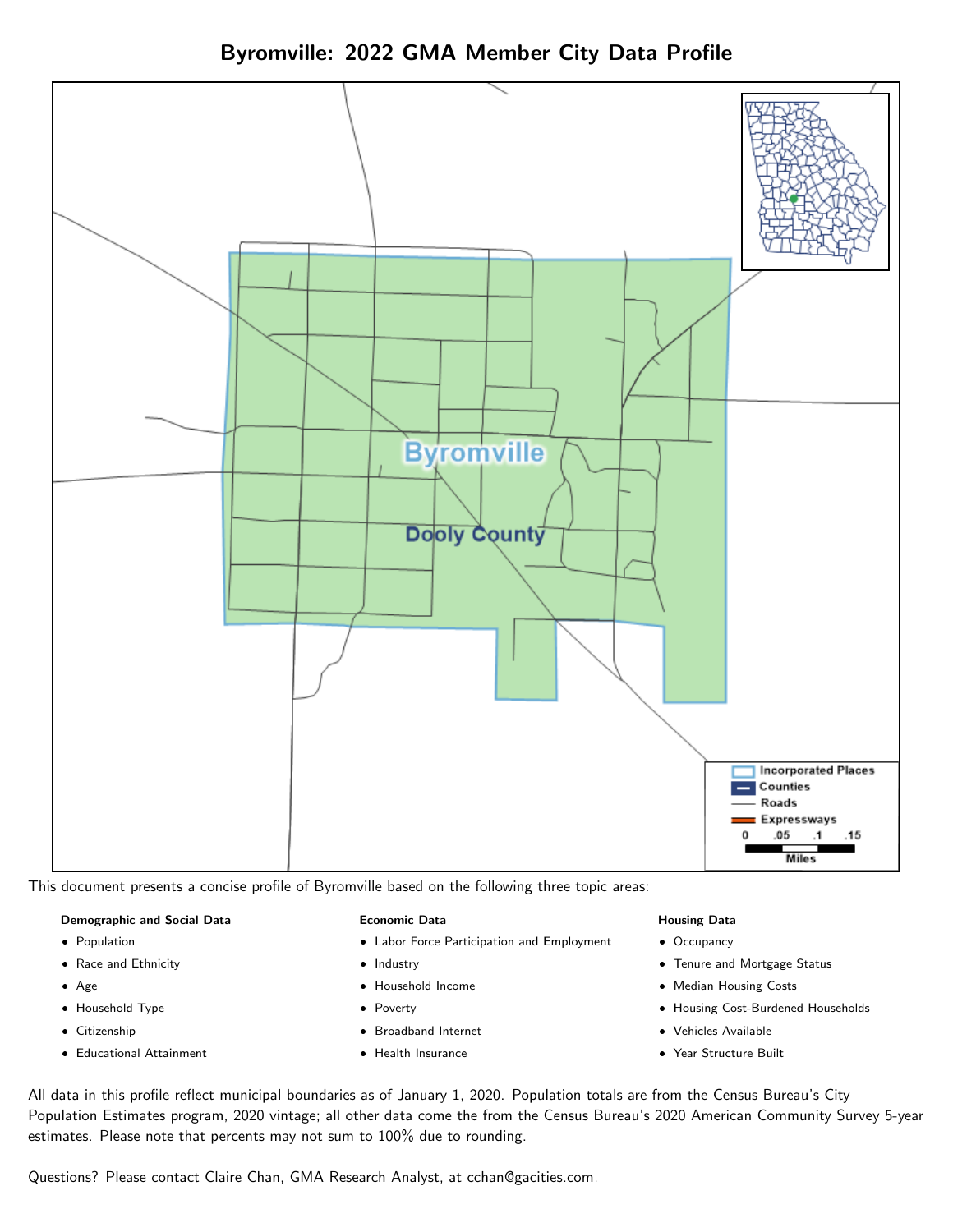# Byromville: 2022 GMA Member City Data Profile

This document presents a concise profile of Byromville based on the following three topic areas:

**Demographic and Social Data**

- Population
- Race and Ethnicity
- Age
- Household Type
- Citizenship
- Educational Attainment

**Economic Data**

- Labor Force Participation and Employment
- Industry
- Household Income
- Poverty
- Broadband Internet
- Health Insurance

**Housing Data**

- Occupancy
- Tenure and Mortgage Status
- Median Housing Costs
- Housing Cost-Burdened Households
- Vehicles Available
- Year Structure Built

All data in this profile reflect municipal boundaries as of January 1, 2020. Population totals are from the Census Bureau's City Population Estimates program, 2020 vintage; all other data come the from the Census Bureau's 2020 American Community Survey 5-year estimates. Please note that percents may not sum to 100% due to rounding.

Questions? Please contact Claire Chan, GMA Research Analyst, at cchan@gacities.com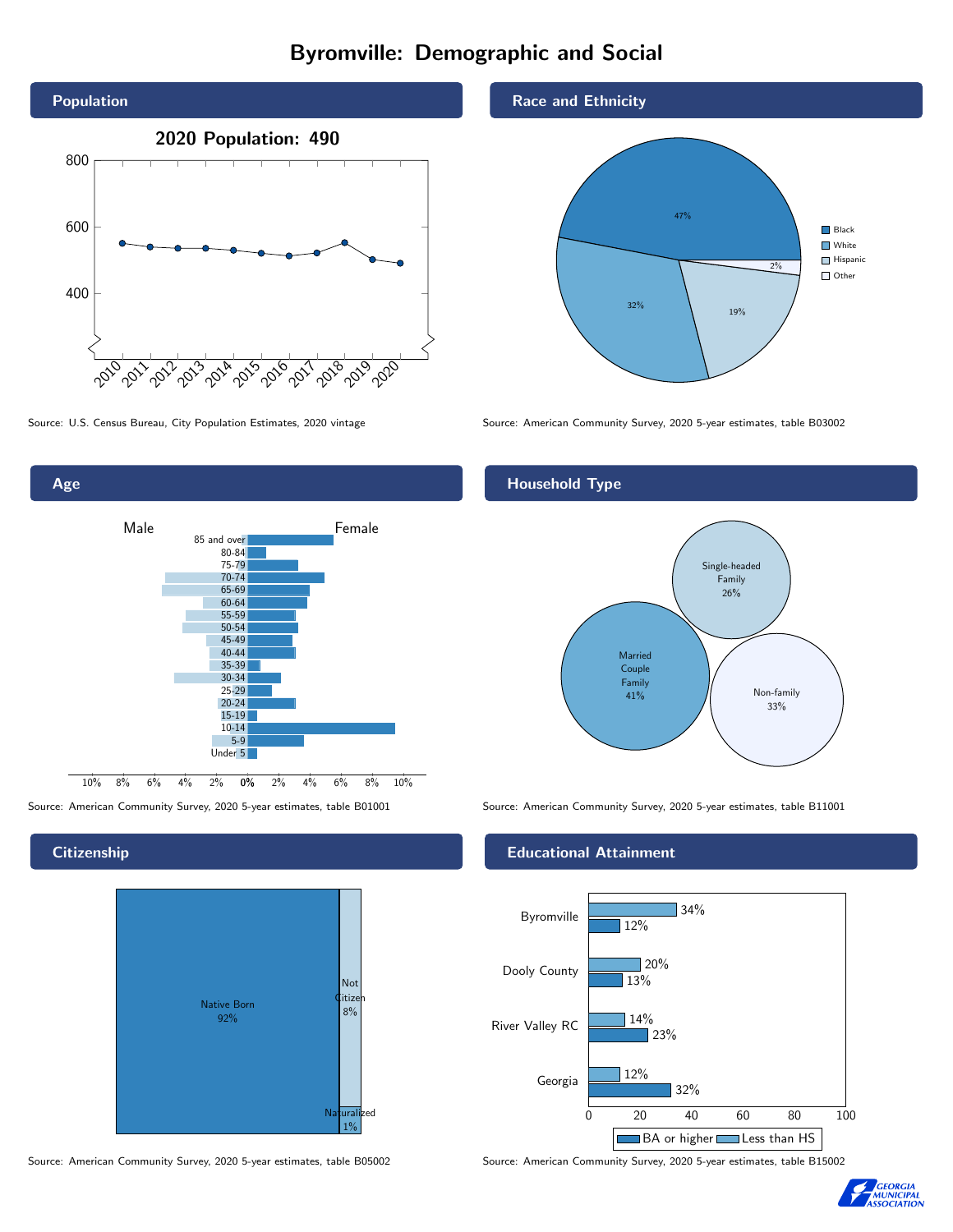# Byromville: Demographic and Social

## Population

2020 Population: 490

| Year | Population |
|---|---|
| 2010 | 551 |
| 2011 | 540 |
| 2012 | 536 |
| 2013 | 536 |
| 2014 | 530 |
| 2015 | 521 |
| 2016 | 513 |
| 2017 | 521 |
| 2018 | 553 |
| 2019 | 501 |
| 2020 | 490 |

Source: U.S. Census Bureau, City Population Estimates, 2020 vintage

## Race and Ethnicity

| Group | Percent |
|---|---|
| Black | 47% |
| White | 32% |
| Hispanic | 19% |
| Other | 2% |

Source: American Community Survey, 2020 5-year estimates, table B03002

## Age

Male / Female

Age groups: 85 and over, 80-84, 75-79, 70-74, 65-69, 60-64, 55-59, 50-54, 45-49, 40-44, 35-39, 30-34, 25-29, 20-24, 15-19, 10-14, 5-9, Under 5

Source: American Community Survey, 2020 5-year estimates, table B01001

## Household Type

| Type | Percent |
|---|---|
| Married Couple Family | 41% |
| Single-headed Family | 26% |
| Non-family | 33% |

Source: American Community Survey, 2020 5-year estimates, table B11001

## Citizenship

| Status | Percent |
|---|---|
| Native Born | 92% |
| Not Citizen | 8% |
| Naturalized | 1% |

Source: American Community Survey, 2020 5-year estimates, table B05002

## Educational Attainment

| Area | Less than HS | BA or higher |
|---|---|---|
| Byromville | 34% | 12% |
| Dooly County | 20% | 13% |
| River Valley RC | 14% | 23% |
| Georgia | 12% | 32% |

Source: American Community Survey, 2020 5-year estimates, table B15002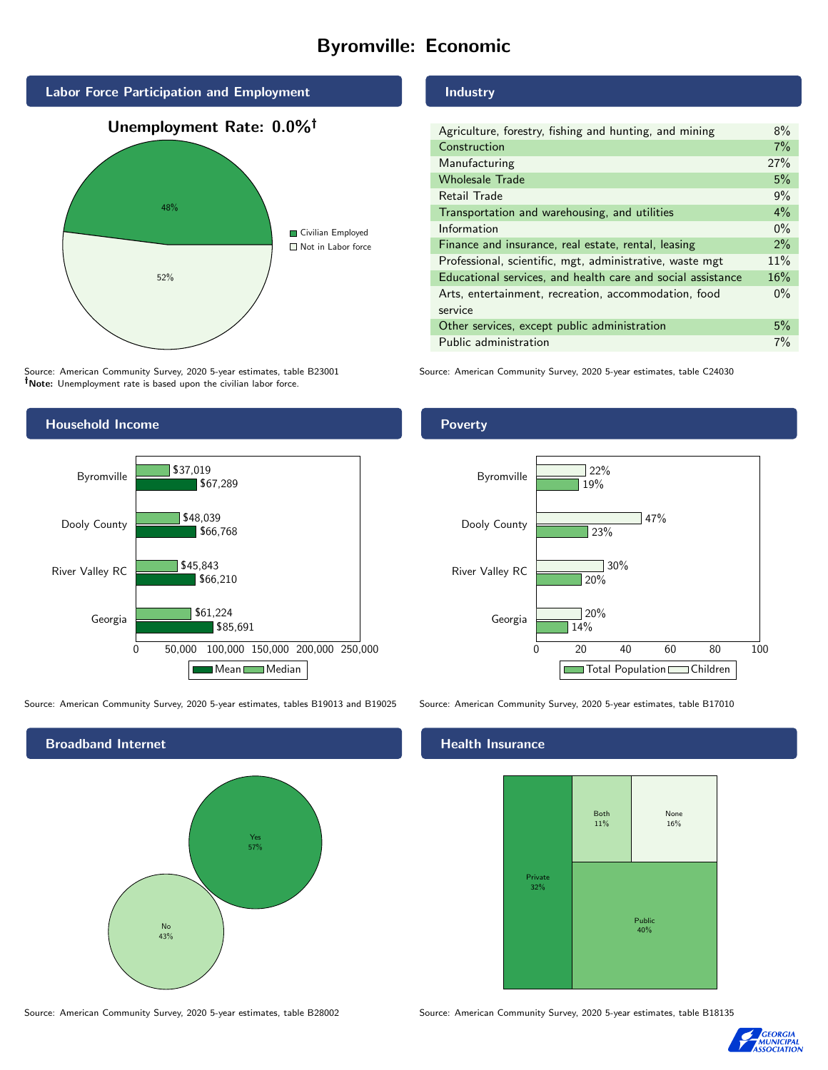# Byromville: Economic

## Labor Force Participation and Employment

**Unemployment Rate: 0.0%†**

- Civilian Employed: 48%
- Not in Labor force: 52%

Source: American Community Survey, 2020 5-year estimates, table B23001
**†Note:** Unemployment rate is based upon the civilian labor force.

## Industry

| Industry | Percent |
|---|---|
| Agriculture, forestry, fishing and hunting, and mining | 8% |
| Construction | 7% |
| Manufacturing | 27% |
| Wholesale Trade | 5% |
| Retail Trade | 9% |
| Transportation and warehousing, and utilities | 4% |
| Information | 0% |
| Finance and insurance, real estate, rental, leasing | 2% |
| Professional, scientific, mgt, administrative, waste mgt | 11% |
| Educational services, and health care and social assistance | 16% |
| Arts, entertainment, recreation, accommodation, food service | 0% |
| Other services, except public administration | 5% |
| Public administration | 7% |

Source: American Community Survey, 2020 5-year estimates, table C24030

## Household Income

| | Median | Mean |
|---|---|---|
| Byromville | $37,019 | $67,289 |
| Dooly County | $48,039 | $66,768 |
| River Valley RC | $45,843 | $66,210 |
| Georgia | $61,224 | $85,691 |

Source: American Community Survey, 2020 5-year estimates, tables B19013 and B19025

## Poverty

| | Children | Total Population |
|---|---|---|
| Byromville | 22% | 19% |
| Dooly County | 47% | 23% |
| River Valley RC | 30% | 20% |
| Georgia | 20% | 14% |

Source: American Community Survey, 2020 5-year estimates, table B17010

## Broadband Internet

- Yes: 57%
- No: 43%

Source: American Community Survey, 2020 5-year estimates, table B28002

## Health Insurance

- Private: 32%
- Both: 11%
- None: 16%
- Public: 40%

Source: American Community Survey, 2020 5-year estimates, table B18135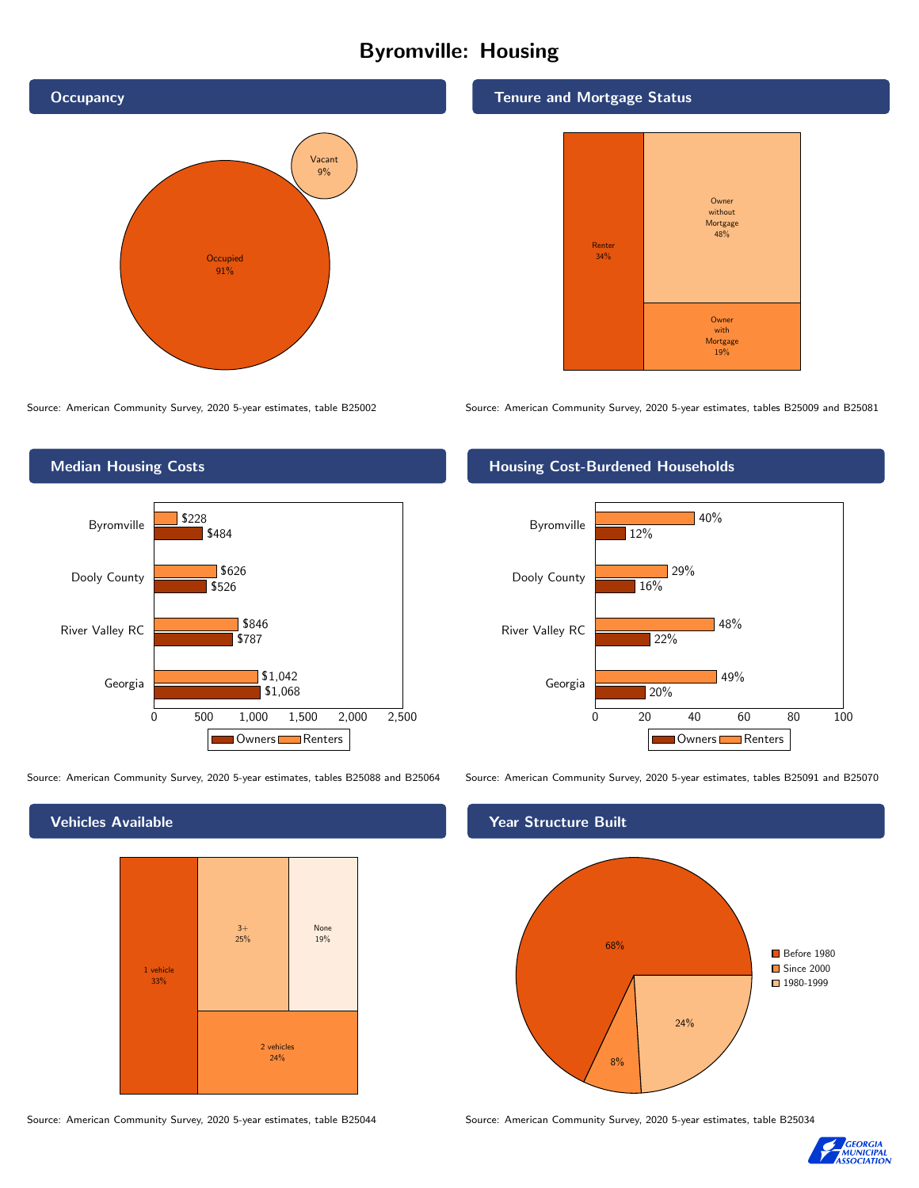# Byromville: Housing

## Occupancy

Vacant
9%

Occupied
91%

Source: American Community Survey, 2020 5-year estimates, table B25002

## Tenure and Mortgage Status

Renter
34%

Owner without Mortgage
48%

Owner with Mortgage
19%

Source: American Community Survey, 2020 5-year estimates, tables B25009 and B25081

## Median Housing Costs

Byromville
$228
$484

Dooly County
$626
$526

River Valley RC
$846
$787

Georgia
$1,042
$1,068

0
500
1,000
1,500
2,000
2,500

Owners
Renters

Source: American Community Survey, 2020 5-year estimates, tables B25088 and B25064

## Housing Cost-Burdened Households

Byromville
40%
12%

Dooly County
29%
16%

River Valley RC
48%
22%

Georgia
49%
20%

0
20
40
60
80
100

Owners
Renters

Source: American Community Survey, 2020 5-year estimates, tables B25091 and B25070

## Vehicles Available

1 vehicle
33%

3+
25%

None
19%

2 vehicles
24%

Source: American Community Survey, 2020 5-year estimates, table B25044

## Year Structure Built

68%
8%
24%

Before 1980
Since 2000
1980-1999

Source: American Community Survey, 2020 5-year estimates, table B25034